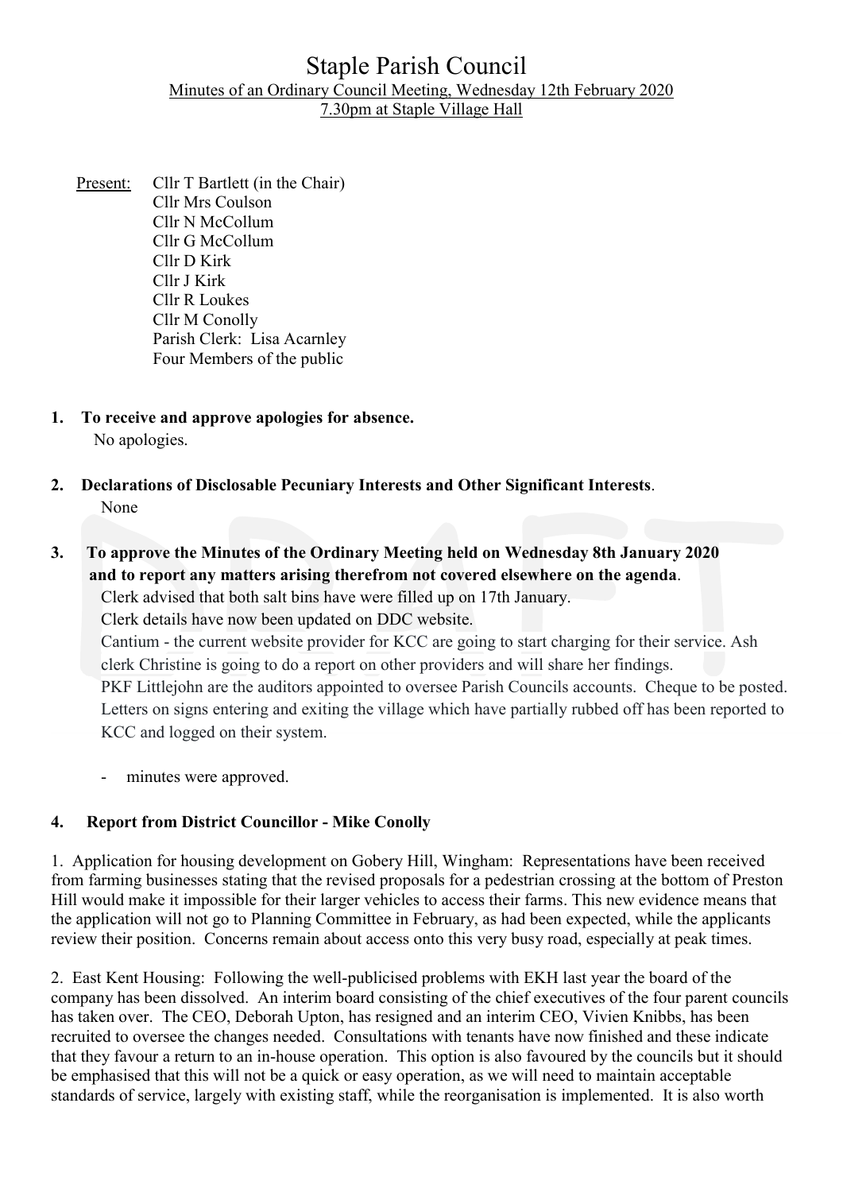# Staple Parish Council

Minutes of an Ordinary Council Meeting, Wednesday 12th February 2020
7.30pm at Staple Village Hall

Present: Cllr T Bartlett (in the Chair)
Cllr Mrs Coulson
Cllr N McCollum
Cllr G McCollum
Cllr D Kirk
Cllr J Kirk
Cllr R Loukes
Cllr M Conolly
Parish Clerk: Lisa Acarnley
Four Members of the public

1. **To receive and approve apologies for absence.**
   No apologies.

2. **Declarations of Disclosable Pecuniary Interests and Other Significant Interests**.
   None

3. **To approve the Minutes of the Ordinary Meeting held on Wednesday 8th January 2020 and to report any matters arising therefrom not covered elsewhere on the agenda**.
   Clerk advised that both salt bins have were filled up on 17th January.
   Clerk details have now been updated on DDC website.
   Cantium - the current website provider for KCC are going to start charging for their service. Ash clerk Christine is going to do a report on other providers and will share her findings.
   PKF Littlejohn are the auditors appointed to oversee Parish Councils accounts. Cheque to be posted.
   Letters on signs entering and exiting the village which have partially rubbed off has been reported to KCC and logged on their system.

   - minutes were approved.

4. **Report from District Councillor - Mike Conolly**

1. Application for housing development on Gobery Hill, Wingham: Representations have been received from farming businesses stating that the revised proposals for a pedestrian crossing at the bottom of Preston Hill would make it impossible for their larger vehicles to access their farms. This new evidence means that the application will not go to Planning Committee in February, as had been expected, while the applicants review their position. Concerns remain about access onto this very busy road, especially at peak times.

2. East Kent Housing: Following the well-publicised problems with EKH last year the board of the company has been dissolved. An interim board consisting of the chief executives of the four parent councils has taken over. The CEO, Deborah Upton, has resigned and an interim CEO, Vivien Knibbs, has been recruited to oversee the changes needed. Consultations with tenants have now finished and these indicate that they favour a return to an in-house operation. This option is also favoured by the councils but it should be emphasised that this will not be a quick or easy operation, as we will need to maintain acceptable standards of service, largely with existing staff, while the reorganisation is implemented. It is also worth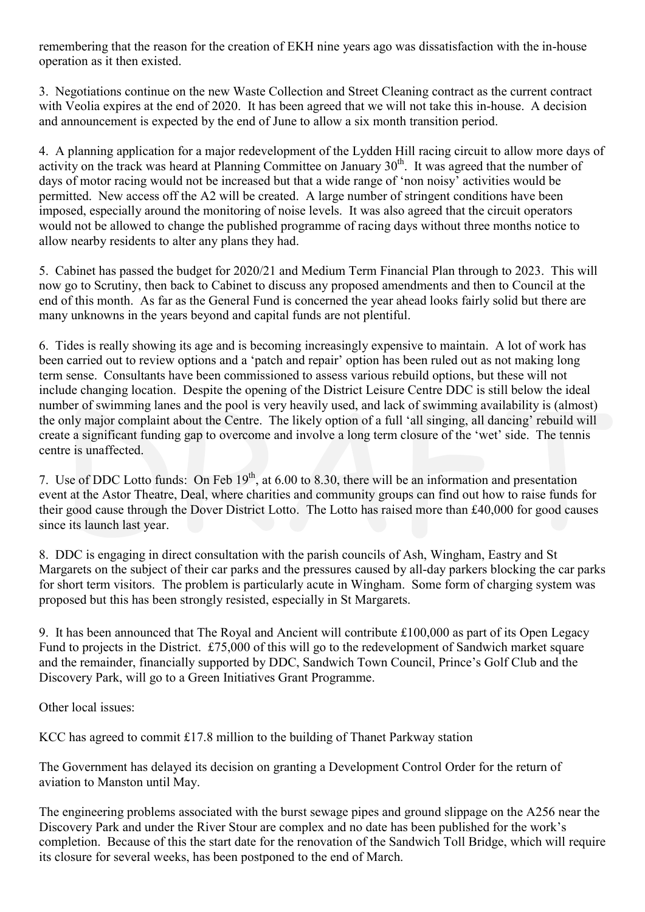remembering that the reason for the creation of EKH nine years ago was dissatisfaction with the in-house operation as it then existed.

3. Negotiations continue on the new Waste Collection and Street Cleaning contract as the current contract with Veolia expires at the end of 2020. It has been agreed that we will not take this in-house. A decision and announcement is expected by the end of June to allow a six month transition period.

4. A planning application for a major redevelopment of the Lydden Hill racing circuit to allow more days of activity on the track was heard at Planning Committee on January 30th. It was agreed that the number of days of motor racing would not be increased but that a wide range of 'non noisy' activities would be permitted. New access off the A2 will be created. A large number of stringent conditions have been imposed, especially around the monitoring of noise levels. It was also agreed that the circuit operators would not be allowed to change the published programme of racing days without three months notice to allow nearby residents to alter any plans they had.

5. Cabinet has passed the budget for 2020/21 and Medium Term Financial Plan through to 2023. This will now go to Scrutiny, then back to Cabinet to discuss any proposed amendments and then to Council at the end of this month. As far as the General Fund is concerned the year ahead looks fairly solid but there are many unknowns in the years beyond and capital funds are not plentiful.

6. Tides is really showing its age and is becoming increasingly expensive to maintain. A lot of work has been carried out to review options and a 'patch and repair' option has been ruled out as not making long term sense. Consultants have been commissioned to assess various rebuild options, but these will not include changing location. Despite the opening of the District Leisure Centre DDC is still below the ideal number of swimming lanes and the pool is very heavily used, and lack of swimming availability is (almost) the only major complaint about the Centre. The likely option of a full 'all singing, all dancing' rebuild will create a significant funding gap to overcome and involve a long term closure of the 'wet' side. The tennis centre is unaffected.

7. Use of DDC Lotto funds: On Feb 19th, at 6.00 to 8.30, there will be an information and presentation event at the Astor Theatre, Deal, where charities and community groups can find out how to raise funds for their good cause through the Dover District Lotto. The Lotto has raised more than £40,000 for good causes since its launch last year.

8. DDC is engaging in direct consultation with the parish councils of Ash, Wingham, Eastry and St Margarets on the subject of their car parks and the pressures caused by all-day parkers blocking the car parks for short term visitors. The problem is particularly acute in Wingham. Some form of charging system was proposed but this has been strongly resisted, especially in St Margarets.

9. It has been announced that The Royal and Ancient will contribute £100,000 as part of its Open Legacy Fund to projects in the District. £75,000 of this will go to the redevelopment of Sandwich market square and the remainder, financially supported by DDC, Sandwich Town Council, Prince's Golf Club and the Discovery Park, will go to a Green Initiatives Grant Programme.

Other local issues:

KCC has agreed to commit £17.8 million to the building of Thanet Parkway station

The Government has delayed its decision on granting a Development Control Order for the return of aviation to Manston until May.

The engineering problems associated with the burst sewage pipes and ground slippage on the A256 near the Discovery Park and under the River Stour are complex and no date has been published for the work's completion. Because of this the start date for the renovation of the Sandwich Toll Bridge, which will require its closure for several weeks, has been postponed to the end of March.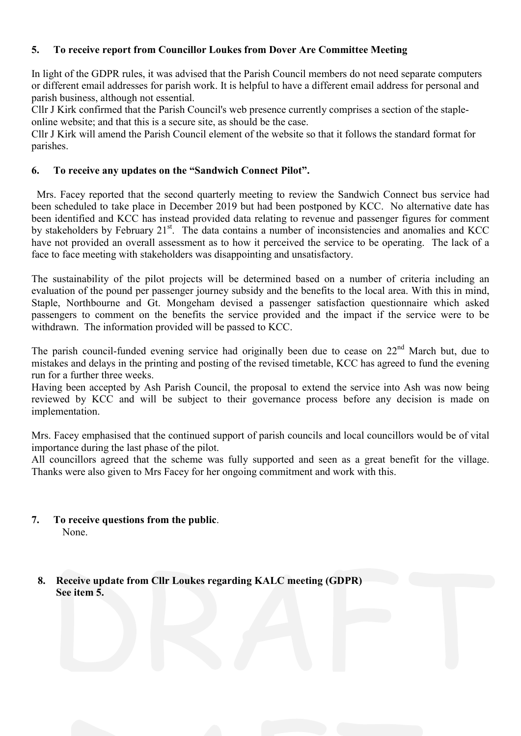**5. To receive report from Councillor Loukes from Dover Are Committee Meeting**

In light of the GDPR rules, it was advised that the Parish Council members do not need separate computers or different email addresses for parish work. It is helpful to have a different email address for personal and parish business, although not essential.
Cllr J Kirk confirmed that the Parish Council's web presence currently comprises a section of the staple-online website; and that this is a secure site, as should be the case.
Cllr J Kirk will amend the Parish Council element of the website so that it follows the standard format for parishes.

**6. To receive any updates on the "Sandwich Connect Pilot".**

Mrs. Facey reported that the second quarterly meeting to review the Sandwich Connect bus service had been scheduled to take place in December 2019 but had been postponed by KCC. No alternative date has been identified and KCC has instead provided data relating to revenue and passenger figures for comment by stakeholders by February 21st. The data contains a number of inconsistencies and anomalies and KCC have not provided an overall assessment as to how it perceived the service to be operating. The lack of a face to face meeting with stakeholders was disappointing and unsatisfactory.

The sustainability of the pilot projects will be determined based on a number of criteria including an evaluation of the pound per passenger journey subsidy and the benefits to the local area. With this in mind, Staple, Northbourne and Gt. Mongeham devised a passenger satisfaction questionnaire which asked passengers to comment on the benefits the service provided and the impact if the service were to be withdrawn. The information provided will be passed to KCC.

The parish council-funded evening service had originally been due to cease on 22nd March but, due to mistakes and delays in the printing and posting of the revised timetable, KCC has agreed to fund the evening run for a further three weeks.
Having been accepted by Ash Parish Council, the proposal to extend the service into Ash was now being reviewed by KCC and will be subject to their governance process before any decision is made on implementation.

Mrs. Facey emphasised that the continued support of parish councils and local councillors would be of vital importance during the last phase of the pilot.
All councillors agreed that the scheme was fully supported and seen as a great benefit for the village. Thanks were also given to Mrs Facey for her ongoing commitment and work with this.

**7. To receive questions from the public**.
None.

**8. Receive update from Cllr Loukes regarding KALC meeting (GDPR)**
**See item 5.**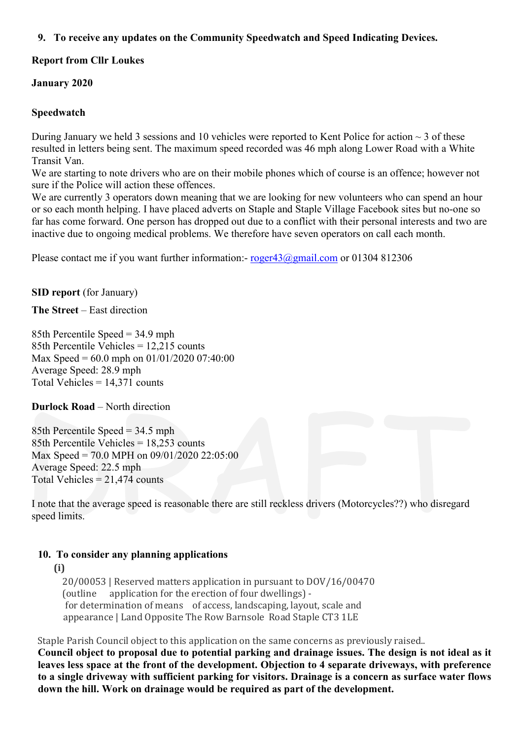**9. To receive any updates on the Community Speedwatch and Speed Indicating Devices.**

**Report from Cllr Loukes**

**January 2020**

**Speedwatch**

During January we held 3 sessions and 10 vehicles were reported to Kent Police for action ~ 3 of these resulted in letters being sent. The maximum speed recorded was 46 mph along Lower Road with a White Transit Van.
We are starting to note drivers who are on their mobile phones which of course is an offence; however not sure if the Police will action these offences.
We are currently 3 operators down meaning that we are looking for new volunteers who can spend an hour or so each month helping. I have placed adverts on Staple and Staple Village Facebook sites but no-one so far has come forward. One person has dropped out due to a conflict with their personal interests and two are inactive due to ongoing medical problems. We therefore have seven operators on call each month.

Please contact me if you want further information:- roger43@gmail.com or 01304 812306

**SID report** (for January)

**The Street** – East direction

85th Percentile Speed = 34.9 mph
85th Percentile Vehicles = 12,215 counts
Max Speed = 60.0 mph on 01/01/2020 07:40:00
Average Speed: 28.9 mph
Total Vehicles = 14,371 counts

**Durlock Road** – North direction

85th Percentile Speed = 34.5 mph
85th Percentile Vehicles = 18,253 counts
Max Speed = 70.0 MPH on 09/01/2020 22:05:00
Average Speed: 22.5 mph
Total Vehicles = 21,474 counts

I note that the average speed is reasonable there are still reckless drivers (Motorcycles??) who disregard speed limits.

**10. To consider any planning applications**

**(i)**

20/00053 | Reserved matters application in pursuant to DOV/16/00470 (outline application for the erection of four dwellings) - for determination of means of access, landscaping, layout, scale and appearance | Land Opposite The Row Barnsole Road Staple CT3 1LE

Staple Parish Council object to this application on the same concerns as previously raised..

**Council object to proposal due to potential parking and drainage issues. The design is not ideal as it leaves less space at the front of the development. Objection to 4 separate driveways, with preference to a single driveway with sufficient parking for visitors. Drainage is a concern as surface water flows down the hill. Work on drainage would be required as part of the development.**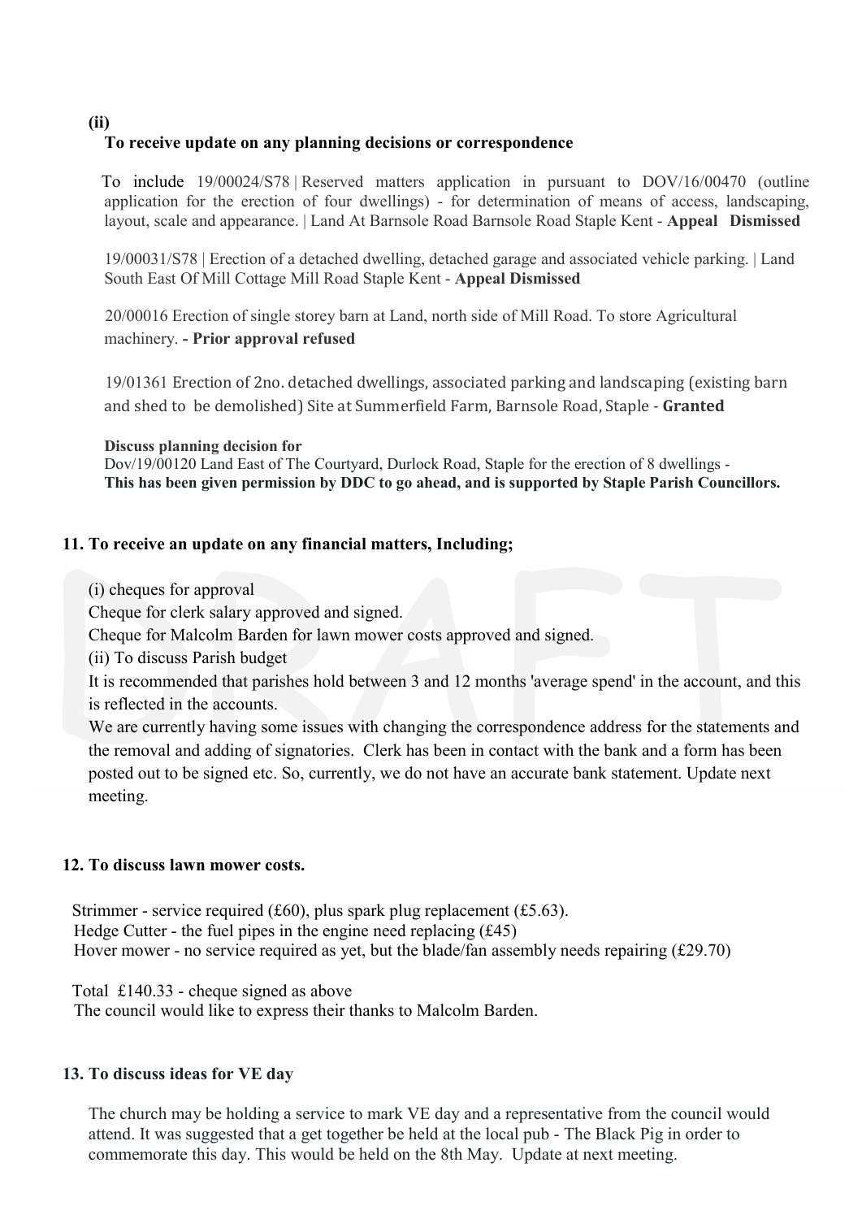**(ii)**

**To receive update on any planning decisions or correspondence**

To include 19/00024/S78 | Reserved matters application in pursuant to DOV/16/00470 (outline application for the erection of four dwellings) - for determination of means of access, landscaping, layout, scale and appearance. | Land At Barnsole Road Barnsole Road Staple Kent - **Appeal Dismissed**

19/00031/S78 | Erection of a detached dwelling, detached garage and associated vehicle parking. | Land South East Of Mill Cottage Mill Road Staple Kent - **Appeal Dismissed**

20/00016 Erection of single storey barn at Land, north side of Mill Road. To store Agricultural machinery. **- Prior approval refused**

19/01361 Erection of 2no. detached dwellings, associated parking and landscaping (existing barn and shed to be demolished) Site at Summerfield Farm, Barnsole Road, Staple - **Granted**

**Discuss planning decision for**
Dov/19/00120 Land East of The Courtyard, Durlock Road, Staple for the erection of 8 dwellings -
**This has been given permission by DDC to go ahead, and is supported by Staple Parish Councillors.**

### 11. To receive an update on any financial matters, Including;

(i) cheques for approval
Cheque for clerk salary approved and signed.
Cheque for Malcolm Barden for lawn mower costs approved and signed.
(ii) To discuss Parish budget
It is recommended that parishes hold between 3 and 12 months 'average spend' in the account, and this is reflected in the accounts.
We are currently having some issues with changing the correspondence address for the statements and the removal and adding of signatories. Clerk has been in contact with the bank and a form has been posted out to be signed etc. So, currently, we do not have an accurate bank statement. Update next meeting.

### 12. To discuss lawn mower costs.

Strimmer - service required (£60), plus spark plug replacement (£5.63).
Hedge Cutter - the fuel pipes in the engine need replacing (£45)
Hover mower - no service required as yet, but the blade/fan assembly needs repairing (£29.70)

Total £140.33 - cheque signed as above
The council would like to express their thanks to Malcolm Barden.

### 13. To discuss ideas for VE day

The church may be holding a service to mark VE day and a representative from the council would attend. It was suggested that a get together be held at the local pub - The Black Pig in order to commemorate this day. This would be held on the 8th May. Update at next meeting.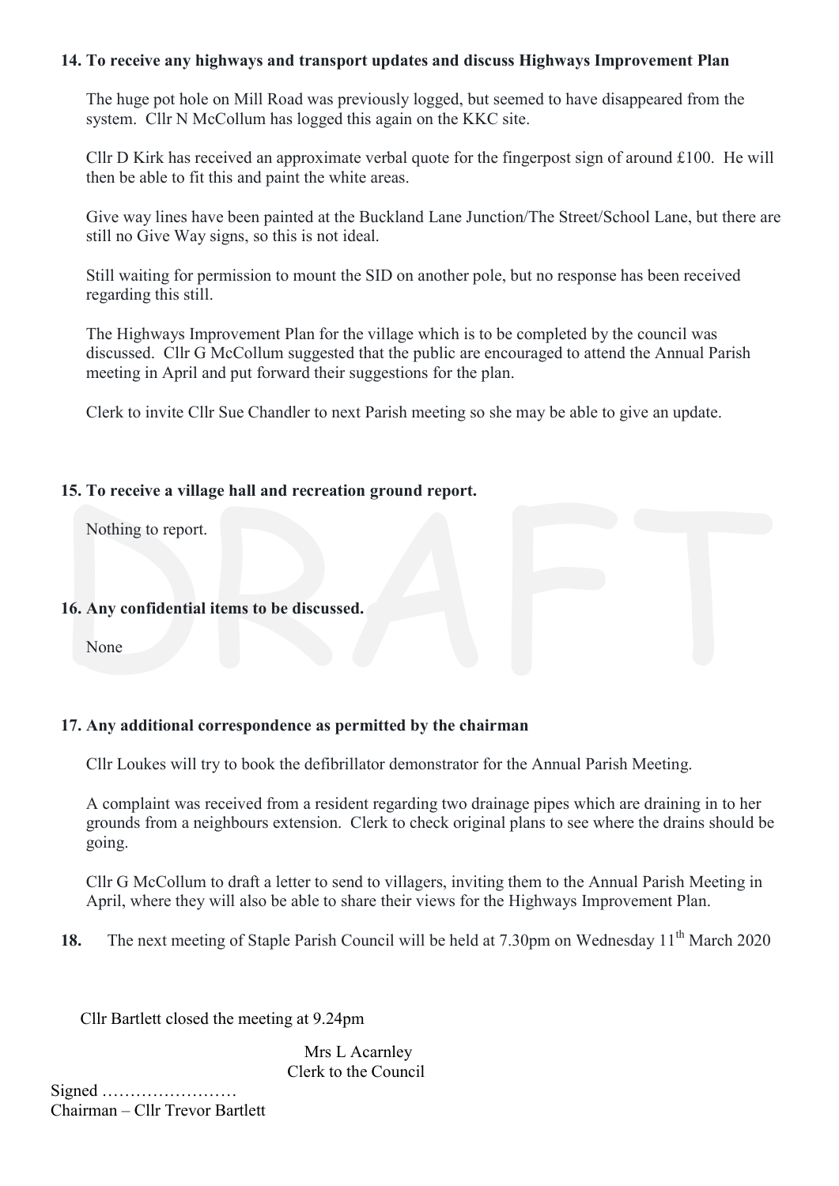**14. To receive any highways and transport updates and discuss Highways Improvement Plan**

The huge pot hole on Mill Road was previously logged, but seemed to have disappeared from the system. Cllr N McCollum has logged this again on the KKC site.

Cllr D Kirk has received an approximate verbal quote for the fingerpost sign of around £100. He will then be able to fit this and paint the white areas.

Give way lines have been painted at the Buckland Lane Junction/The Street/School Lane, but there are still no Give Way signs, so this is not ideal.

Still waiting for permission to mount the SID on another pole, but no response has been received regarding this still.

The Highways Improvement Plan for the village which is to be completed by the council was discussed. Cllr G McCollum suggested that the public are encouraged to attend the Annual Parish meeting in April and put forward their suggestions for the plan.

Clerk to invite Cllr Sue Chandler to next Parish meeting so she may be able to give an update.

**15. To receive a village hall and recreation ground report.**

Nothing to report.

**16. Any confidential items to be discussed.**

None

**17. Any additional correspondence as permitted by the chairman**

Cllr Loukes will try to book the defibrillator demonstrator for the Annual Parish Meeting.

A complaint was received from a resident regarding two drainage pipes which are draining in to her grounds from a neighbours extension. Clerk to check original plans to see where the drains should be going.

Cllr G McCollum to draft a letter to send to villagers, inviting them to the Annual Parish Meeting in April, where they will also be able to share their views for the Highways Improvement Plan.

**18.** The next meeting of Staple Parish Council will be held at 7.30pm on Wednesday 11th March 2020

Cllr Bartlett closed the meeting at 9.24pm

Mrs L Acarnley
Clerk to the Council

Signed ……………………
Chairman – Cllr Trevor Bartlett